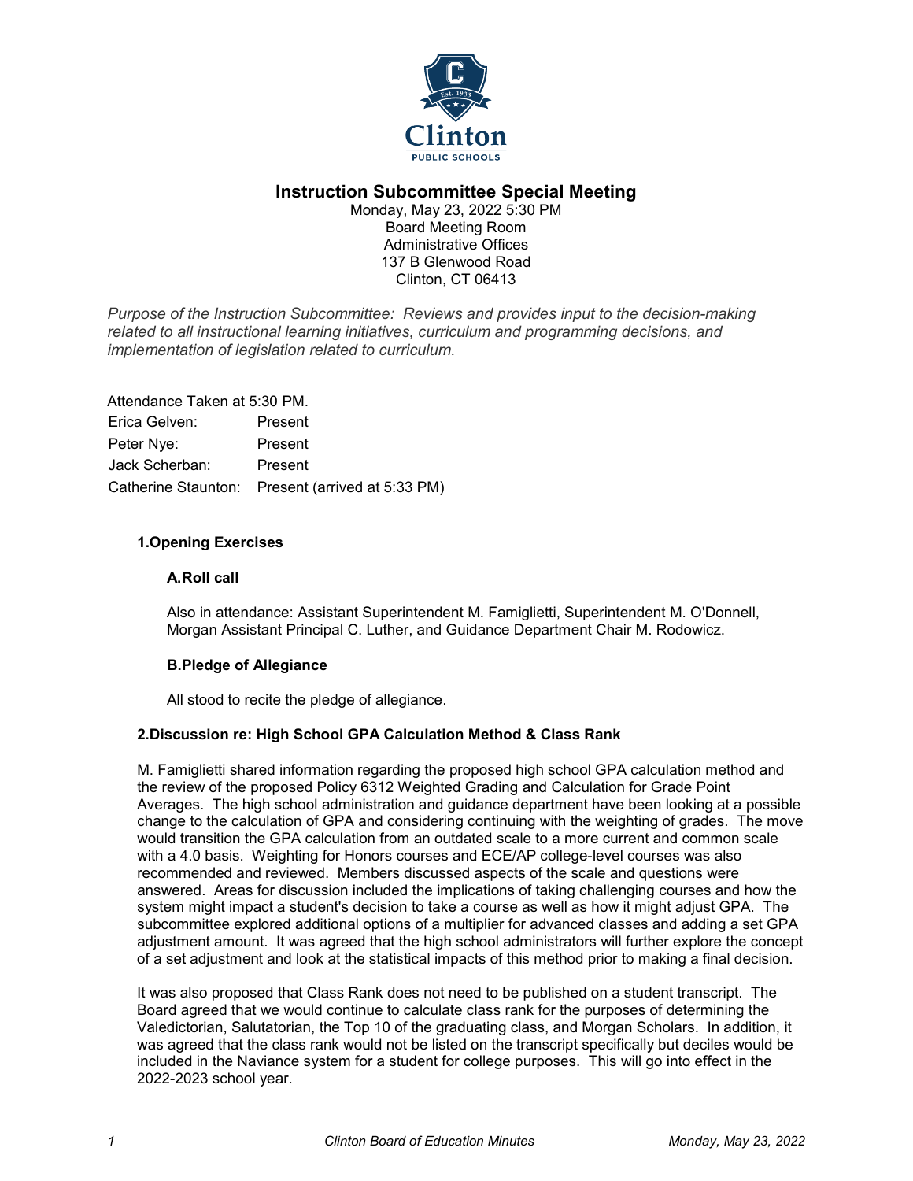# Instruction Subcommittee Special Meeting

Monday, May 23, 2022 5:30 PM
Board Meeting Room
Administrative Offices
137 B Glenwood Road
Clinton, CT 06413

*Purpose of the Instruction Subcommittee: Reviews and provides input to the decision-making related to all instructional learning initiatives, curriculum and programming decisions, and implementation of legislation related to curriculum.*

Attendance Taken at 5:30 PM.

| | |
|---|---|
| Erica Gelven: | Present |
| Peter Nye: | Present |
| Jack Scherban: | Present |
| Catherine Staunton: | Present (arrived at 5:33 PM) |

### 1.Opening Exercises

#### A.Roll call

Also in attendance: Assistant Superintendent M. Famiglietti, Superintendent M. O'Donnell, Morgan Assistant Principal C. Luther, and Guidance Department Chair M. Rodowicz.

#### B.Pledge of Allegiance

All stood to recite the pledge of allegiance.

### 2.Discussion re: High School GPA Calculation Method & Class Rank

M. Famiglietti shared information regarding the proposed high school GPA calculation method and the review of the proposed Policy 6312 Weighted Grading and Calculation for Grade Point Averages. The high school administration and guidance department have been looking at a possible change to the calculation of GPA and considering continuing with the weighting of grades. The move would transition the GPA calculation from an outdated scale to a more current and common scale with a 4.0 basis. Weighting for Honors courses and ECE/AP college-level courses was also recommended and reviewed. Members discussed aspects of the scale and questions were answered. Areas for discussion included the implications of taking challenging courses and how the system might impact a student's decision to take a course as well as how it might adjust GPA. The subcommittee explored additional options of a multiplier for advanced classes and adding a set GPA adjustment amount. It was agreed that the high school administrators will further explore the concept of a set adjustment and look at the statistical impacts of this method prior to making a final decision.

It was also proposed that Class Rank does not need to be published on a student transcript. The Board agreed that we would continue to calculate class rank for the purposes of determining the Valedictorian, Salutatorian, the Top 10 of the graduating class, and Morgan Scholars. In addition, it was agreed that the class rank would not be listed on the transcript specifically but deciles would be included in the Naviance system for a student for college purposes. This will go into effect in the 2022-2023 school year.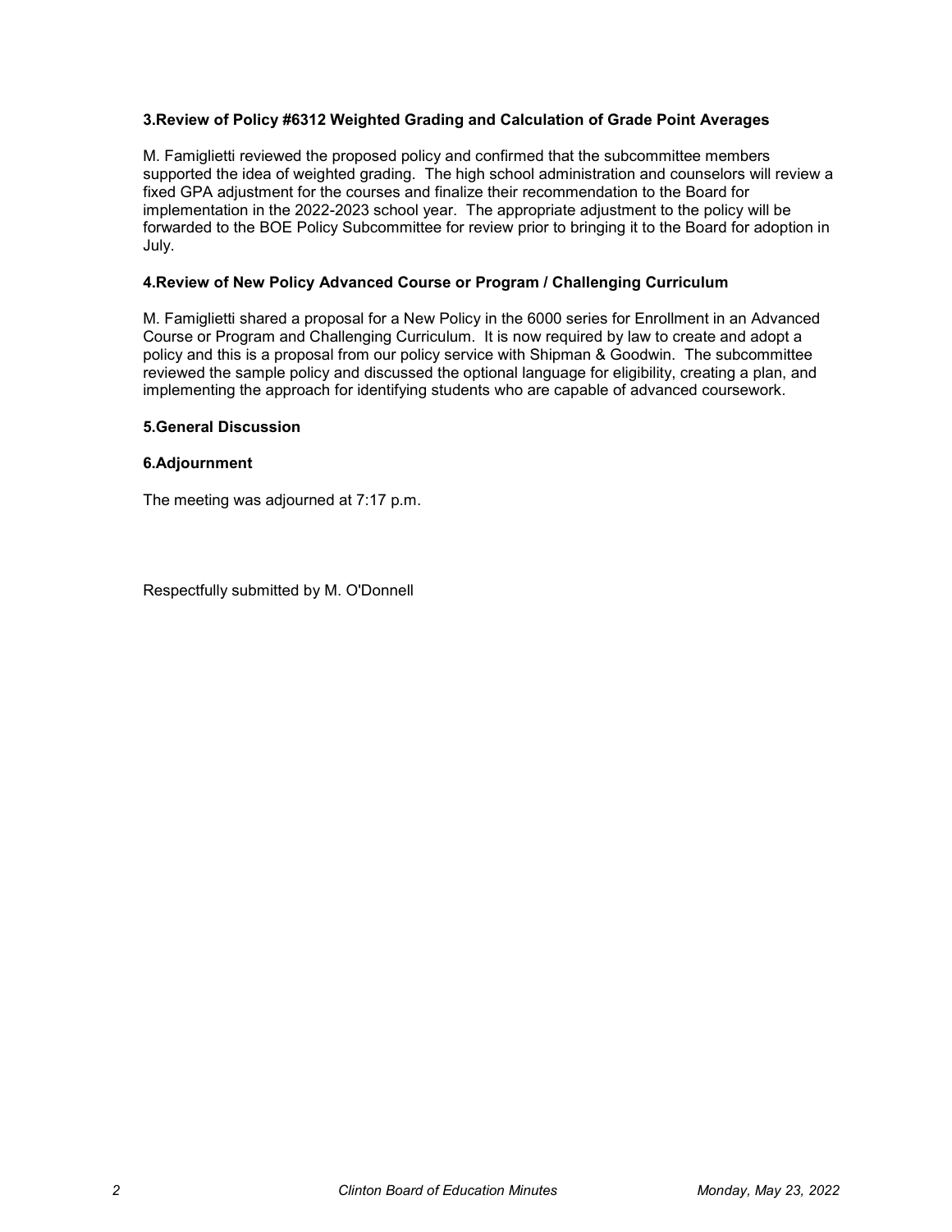**3.Review of Policy #6312 Weighted Grading and Calculation of Grade Point Averages**

M. Famiglietti reviewed the proposed policy and confirmed that the subcommittee members supported the idea of weighted grading. The high school administration and counselors will review a fixed GPA adjustment for the courses and finalize their recommendation to the Board for implementation in the 2022-2023 school year. The appropriate adjustment to the policy will be forwarded to the BOE Policy Subcommittee for review prior to bringing it to the Board for adoption in July.

**4.Review of New Policy Advanced Course or Program / Challenging Curriculum**

M. Famiglietti shared a proposal for a New Policy in the 6000 series for Enrollment in an Advanced Course or Program and Challenging Curriculum. It is now required by law to create and adopt a policy and this is a proposal from our policy service with Shipman & Goodwin. The subcommittee reviewed the sample policy and discussed the optional language for eligibility, creating a plan, and implementing the approach for identifying students who are capable of advanced coursework.

**5.General Discussion**

**6.Adjournment**

The meeting was adjourned at 7:17 p.m.

Respectfully submitted by M. O'Donnell